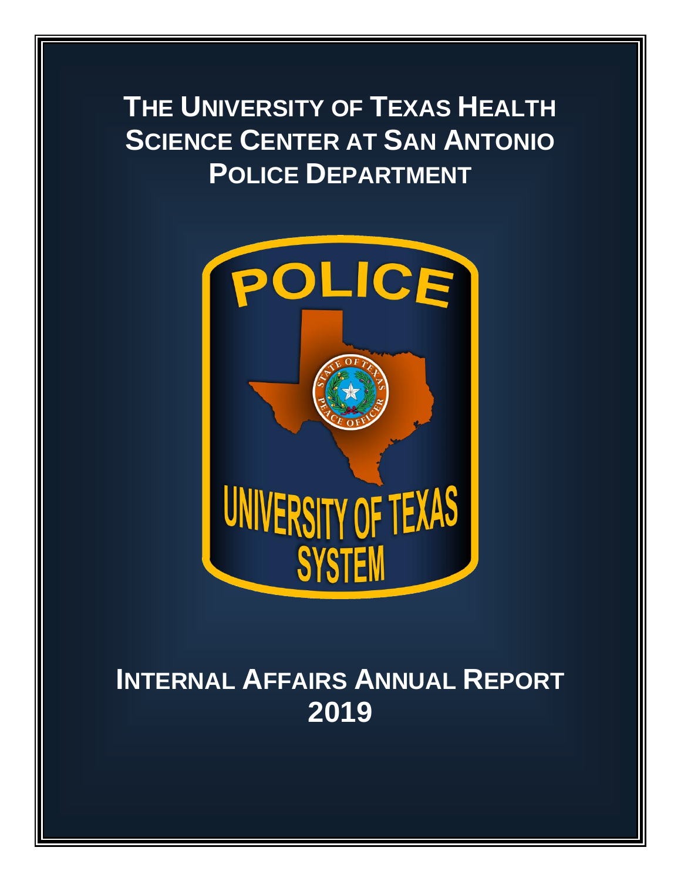# The University of Texas Health Science Center at San Antonio Police Department

# Internal Affairs Annual Report 2019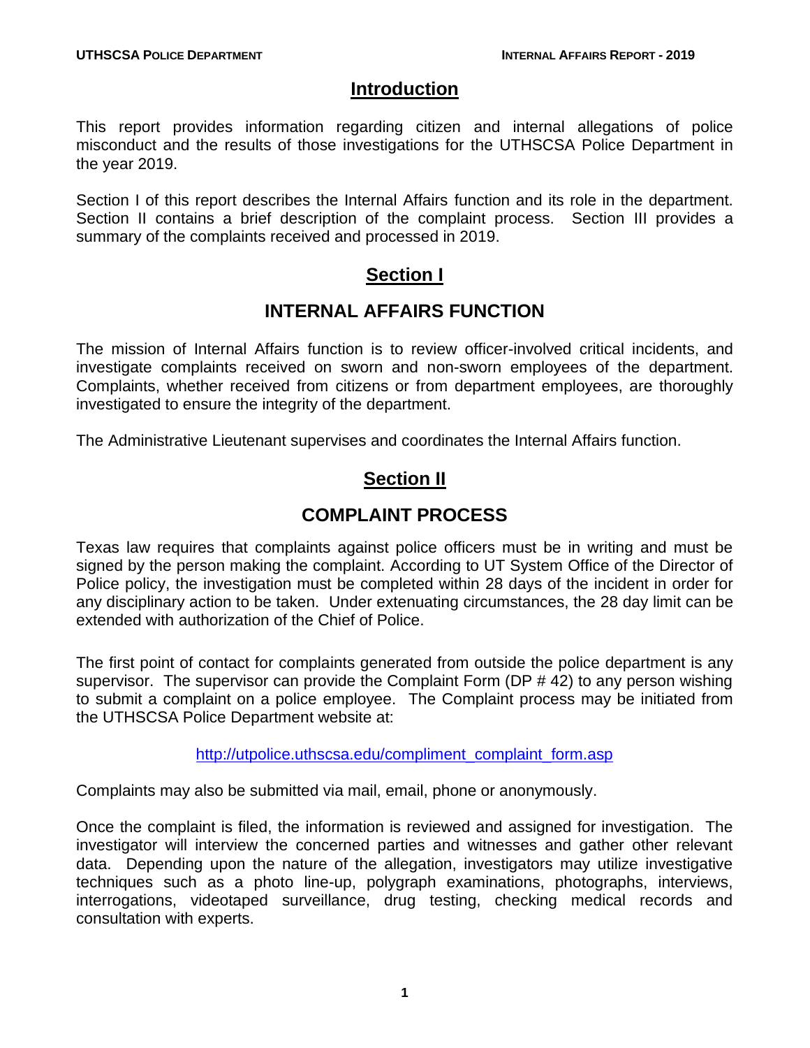# Introduction

This report provides information regarding citizen and internal allegations of police misconduct and the results of those investigations for the UTHSCSA Police Department in the year 2019.

Section I of this report describes the Internal Affairs function and its role in the department. Section II contains a brief description of the complaint process. Section III provides a summary of the complaints received and processed in 2019.

# Section I

## INTERNAL AFFAIRS FUNCTION

The mission of Internal Affairs function is to review officer-involved critical incidents, and investigate complaints received on sworn and non-sworn employees of the department. Complaints, whether received from citizens or from department employees, are thoroughly investigated to ensure the integrity of the department.

The Administrative Lieutenant supervises and coordinates the Internal Affairs function.

# Section II

## COMPLAINT PROCESS

Texas law requires that complaints against police officers must be in writing and must be signed by the person making the complaint. According to UT System Office of the Director of Police policy, the investigation must be completed within 28 days of the incident in order for any disciplinary action to be taken. Under extenuating circumstances, the 28 day limit can be extended with authorization of the Chief of Police.

The first point of contact for complaints generated from outside the police department is any supervisor. The supervisor can provide the Complaint Form (DP # 42) to any person wishing to submit a complaint on a police employee. The Complaint process may be initiated from the UTHSCSA Police Department website at:

http://utpolice.uthscsa.edu/compliment_complaint_form.asp

Complaints may also be submitted via mail, email, phone or anonymously.

Once the complaint is filed, the information is reviewed and assigned for investigation. The investigator will interview the concerned parties and witnesses and gather other relevant data. Depending upon the nature of the allegation, investigators may utilize investigative techniques such as a photo line-up, polygraph examinations, photographs, interviews, interrogations, videotaped surveillance, drug testing, checking medical records and consultation with experts.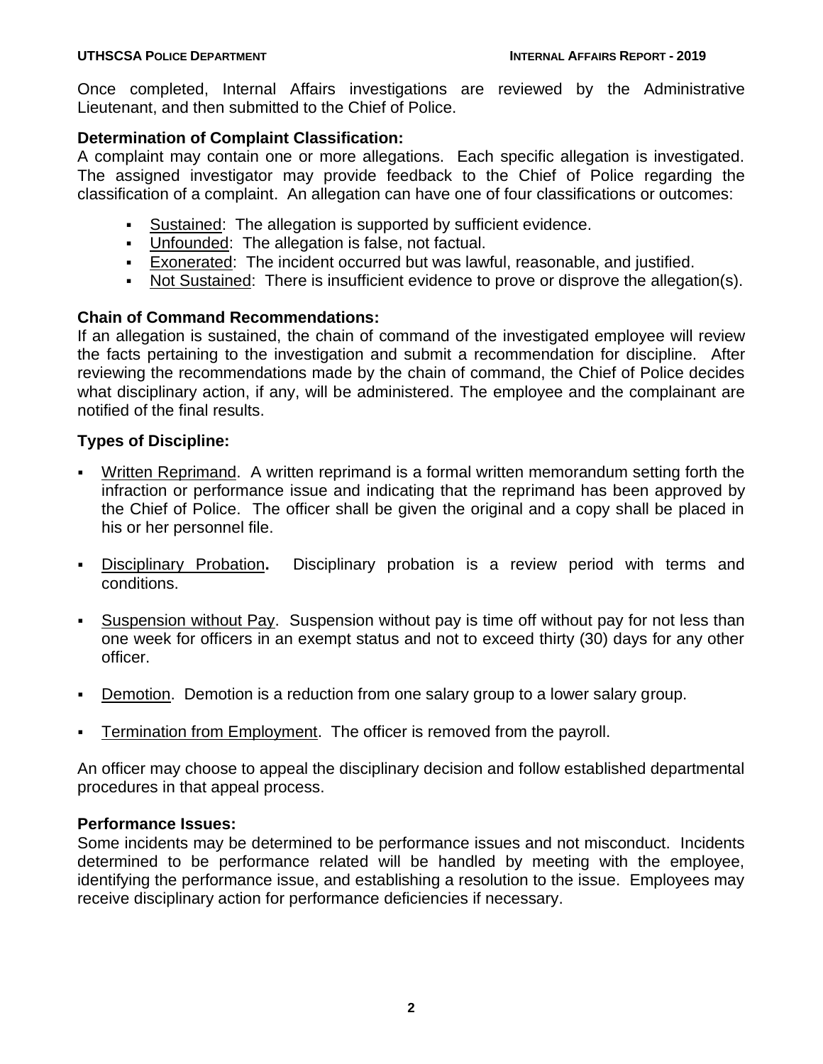Once completed, Internal Affairs investigations are reviewed by the Administrative Lieutenant, and then submitted to the Chief of Police.

**Determination of Complaint Classification:**
A complaint may contain one or more allegations. Each specific allegation is investigated. The assigned investigator may provide feedback to the Chief of Police regarding the classification of a complaint. An allegation can have one of four classifications or outcomes:

- Sustained: The allegation is supported by sufficient evidence.
- Unfounded: The allegation is false, not factual.
- Exonerated: The incident occurred but was lawful, reasonable, and justified.
- Not Sustained: There is insufficient evidence to prove or disprove the allegation(s).

**Chain of Command Recommendations:**
If an allegation is sustained, the chain of command of the investigated employee will review the facts pertaining to the investigation and submit a recommendation for discipline. After reviewing the recommendations made by the chain of command, the Chief of Police decides what disciplinary action, if any, will be administered. The employee and the complainant are notified of the final results.

**Types of Discipline:**

- Written Reprimand. A written reprimand is a formal written memorandum setting forth the infraction or performance issue and indicating that the reprimand has been approved by the Chief of Police. The officer shall be given the original and a copy shall be placed in his or her personnel file.
- Disciplinary Probation**.** Disciplinary probation is a review period with terms and conditions.
- Suspension without Pay. Suspension without pay is time off without pay for not less than one week for officers in an exempt status and not to exceed thirty (30) days for any other officer.
- Demotion. Demotion is a reduction from one salary group to a lower salary group.
- Termination from Employment. The officer is removed from the payroll.

An officer may choose to appeal the disciplinary decision and follow established departmental procedures in that appeal process.

**Performance Issues:**
Some incidents may be determined to be performance issues and not misconduct. Incidents determined to be performance related will be handled by meeting with the employee, identifying the performance issue, and establishing a resolution to the issue. Employees may receive disciplinary action for performance deficiencies if necessary.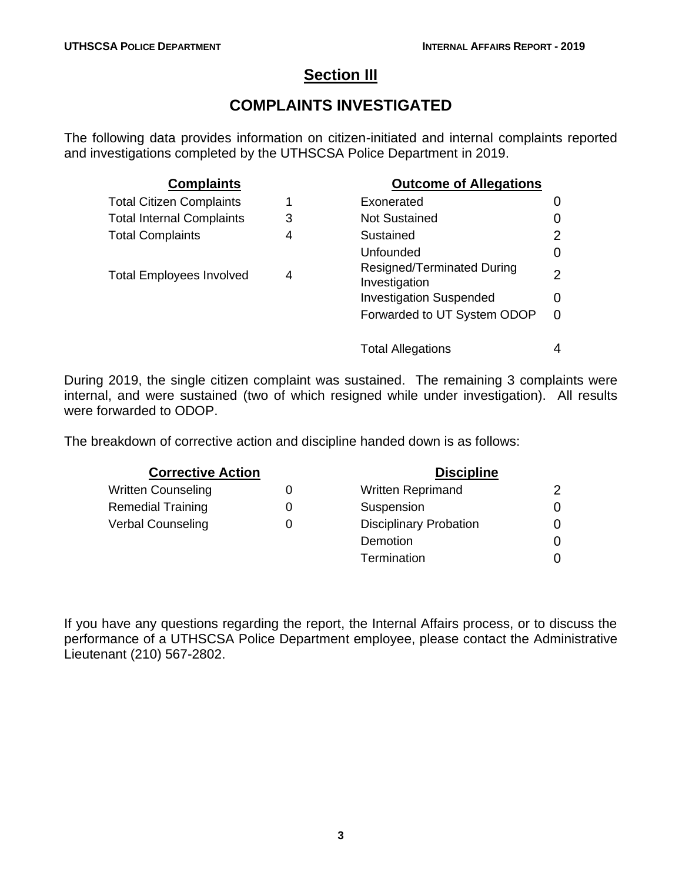## Section III

## COMPLAINTS INVESTIGATED

The following data provides information on citizen-initiated and internal complaints reported and investigations completed by the UTHSCSA Police Department in 2019.

| **Complaints** | | **Outcome of Allegations** | |
|---|---|---|---|
| Total Citizen Complaints | 1 | Exonerated | 0 |
| Total Internal Complaints | 3 | Not Sustained | 0 |
| Total Complaints | 4 | Sustained | 2 |
| | | Unfounded | 0 |
| Total Employees Involved | 4 | Resigned/Terminated During Investigation | 2 |
| | | Investigation Suspended | 0 |
| | | Forwarded to UT System ODOP | 0 |
| | | Total Allegations | 4 |

During 2019, the single citizen complaint was sustained. The remaining 3 complaints were internal, and were sustained (two of which resigned while under investigation). All results were forwarded to ODOP.

The breakdown of corrective action and discipline handed down is as follows:

| **Corrective Action** | | **Discipline** | |
|---|---|---|---|
| Written Counseling | 0 | Written Reprimand | 2 |
| Remedial Training | 0 | Suspension | 0 |
| Verbal Counseling | 0 | Disciplinary Probation | 0 |
| | | Demotion | 0 |
| | | Termination | 0 |

If you have any questions regarding the report, the Internal Affairs process, or to discuss the performance of a UTHSCSA Police Department employee, please contact the Administrative Lieutenant (210) 567-2802.